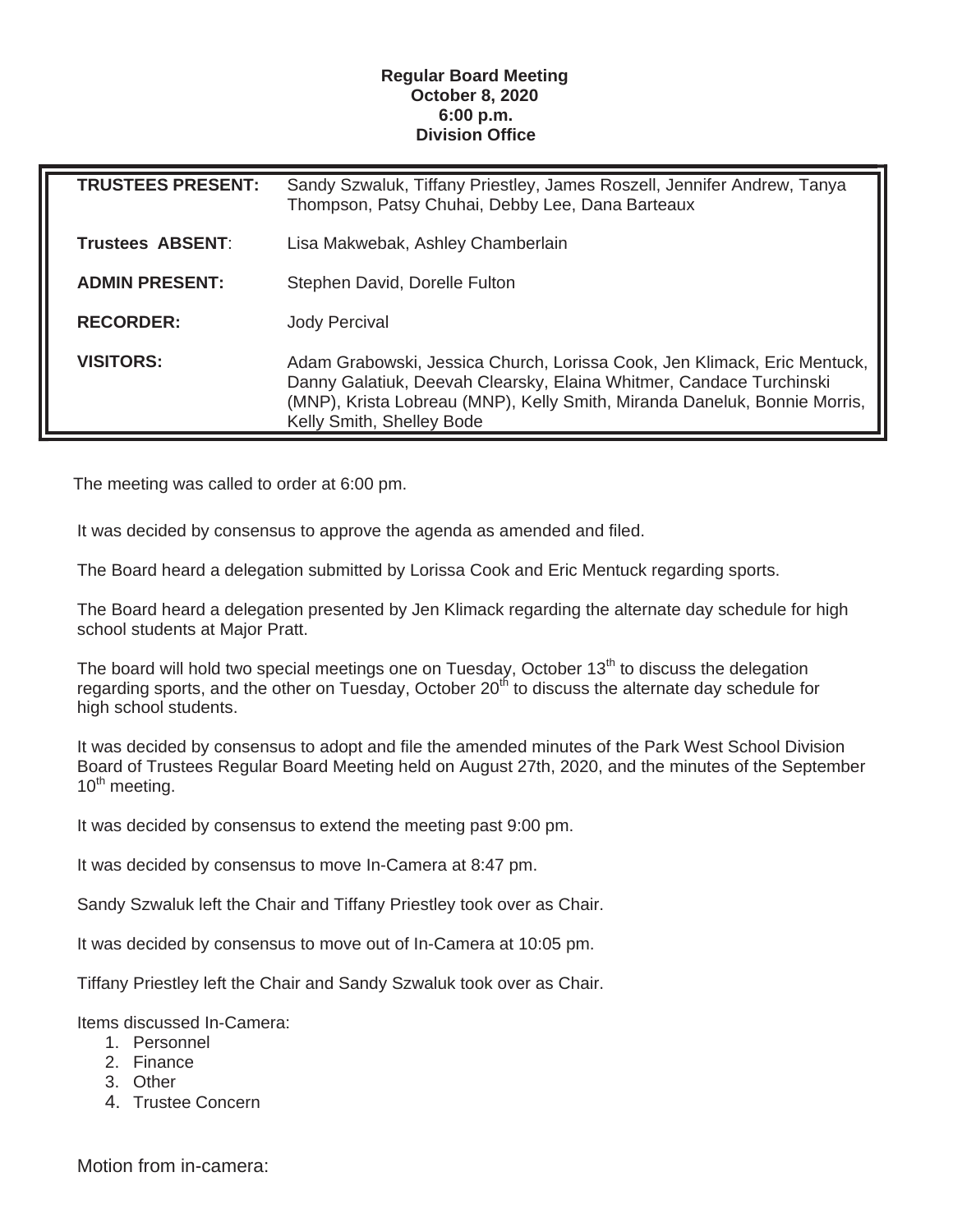**Regular Board Meeting**
**October 8, 2020**
**6:00 p.m.**
**Division Office**

| | |
|---|---|
| **TRUSTEES PRESENT:** | Sandy Szwaluk, Tiffany Priestley, James Roszell, Jennifer Andrew, Tanya Thompson, Patsy Chuhai, Debby Lee, Dana Barteaux |
| **Trustees ABSENT**: | Lisa Makwebak, Ashley Chamberlain |
| **ADMIN PRESENT:** | Stephen David, Dorelle Fulton |
| **RECORDER:** | Jody Percival |
| **VISITORS:** | Adam Grabowski, Jessica Church, Lorissa Cook, Jen Klimack, Eric Mentuck, Danny Galatiuk, Deevah Clearsky, Elaina Whitmer, Candace Turchinski (MNP), Krista Lobreau (MNP), Kelly Smith, Miranda Daneluk, Bonnie Morris, Kelly Smith, Shelley Bode |

The meeting was called to order at 6:00 pm.

It was decided by consensus to approve the agenda as amended and filed.

The Board heard a delegation submitted by Lorissa Cook and Eric Mentuck regarding sports.

The Board heard a delegation presented by Jen Klimack regarding the alternate day schedule for high school students at Major Pratt.

The board will hold two special meetings one on Tuesday, October 13th to discuss the delegation regarding sports, and the other on Tuesday, October 20th to discuss the alternate day schedule for high school students.

It was decided by consensus to adopt and file the amended minutes of the Park West School Division Board of Trustees Regular Board Meeting held on August 27th, 2020, and the minutes of the September 10th meeting.

It was decided by consensus to extend the meeting past 9:00 pm.

It was decided by consensus to move In-Camera at 8:47 pm.

Sandy Szwaluk left the Chair and Tiffany Priestley took over as Chair.

It was decided by consensus to move out of In-Camera at 10:05 pm.

Tiffany Priestley left the Chair and Sandy Szwaluk took over as Chair.

Items discussed In-Camera:

1. Personnel
2. Finance
3. Other
4. Trustee Concern

Motion from in-camera: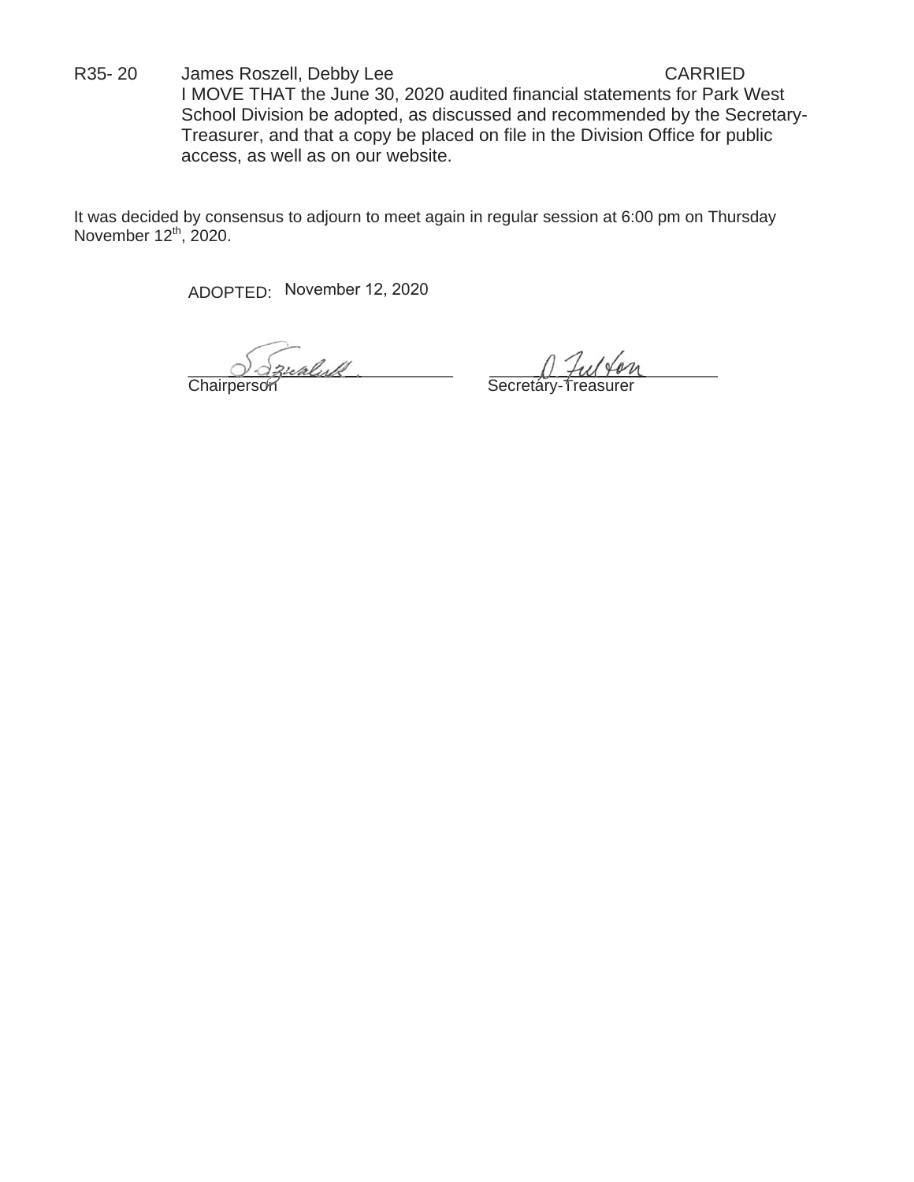R35- 20 James Roszell, Debby Lee CARRIED

I MOVE THAT the June 30, 2020 audited financial statements for Park West School Division be adopted, as discussed and recommended by the Secretary-Treasurer, and that a copy be placed on file in the Division Office for public access, as well as on our website.

It was decided by consensus to adjourn to meet again in regular session at 6:00 pm on Thursday November 12th, 2020.

ADOPTED: November 12, 2020

\_\_\_\_\_\_\_\_\_\_\_\_\_\_\_\_\_\_\_\_\_\_\_\_\_\_ \_\_\_\_\_\_\_\_\_\_\_\_\_\_\_\_\_\_\_\_\_\_\_\_\_\_

Chairperson Secretary-Treasurer